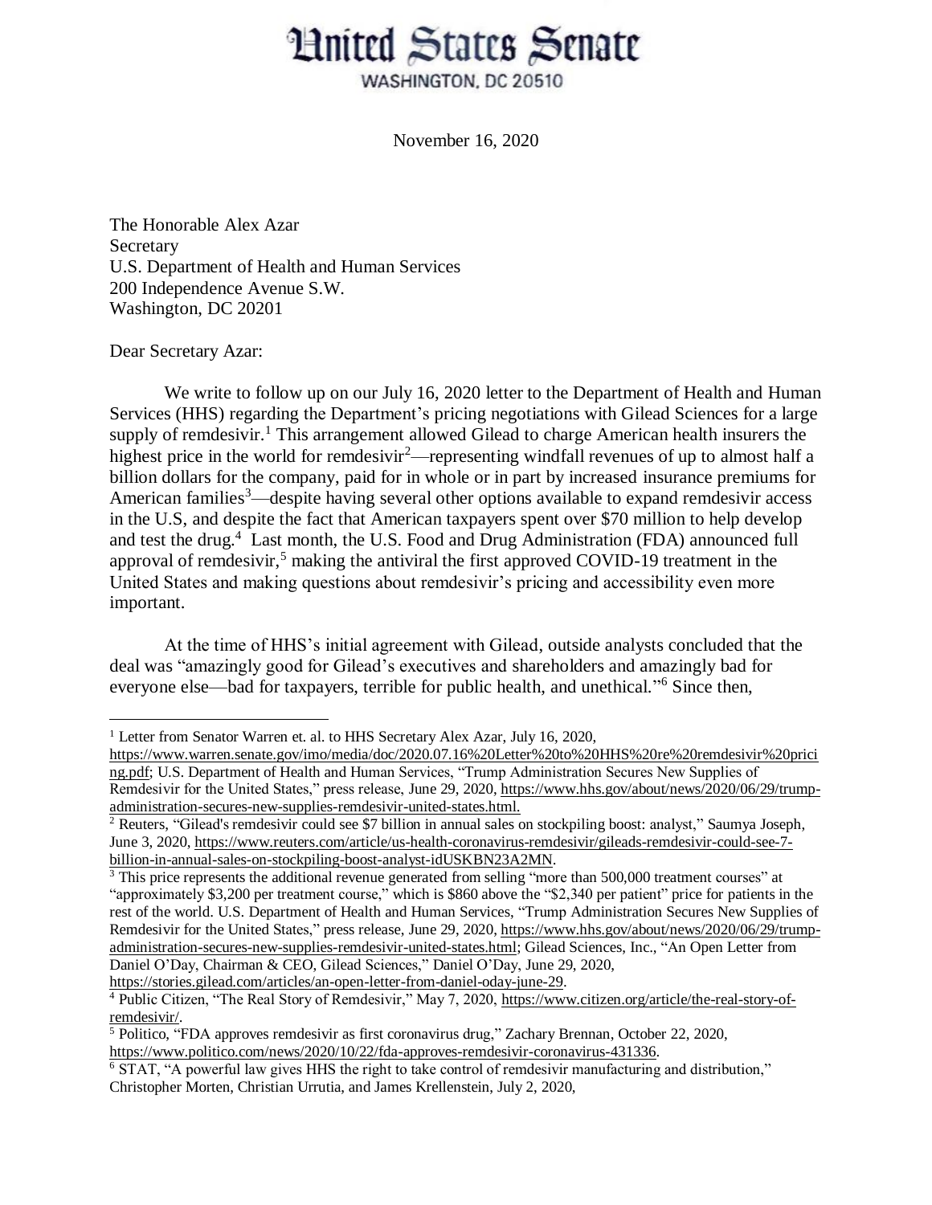# United States Senate

WASHINGTON, DC 20510

November 16, 2020

The Honorable Alex Azar
Secretary
U.S. Department of Health and Human Services
200 Independence Avenue S.W.
Washington, DC 20201

Dear Secretary Azar:

We write to follow up on our July 16, 2020 letter to the Department of Health and Human Services (HHS) regarding the Department's pricing negotiations with Gilead Sciences for a large supply of remdesivir.[1] This arrangement allowed Gilead to charge American health insurers the highest price in the world for remdesivir[2]—representing windfall revenues of up to almost half a billion dollars for the company, paid for in whole or in part by increased insurance premiums for American families[3]—despite having several other options available to expand remdesivir access in the U.S, and despite the fact that American taxpayers spent over $70 million to help develop and test the drug.[4] Last month, the U.S. Food and Drug Administration (FDA) announced full approval of remdesivir,[5] making the antiviral the first approved COVID-19 treatment in the United States and making questions about remdesivir's pricing and accessibility even more important.

At the time of HHS's initial agreement with Gilead, outside analysts concluded that the deal was "amazingly good for Gilead's executives and shareholders and amazingly bad for everyone else—bad for taxpayers, terrible for public health, and unethical."[6] Since then,

---

[1] Letter from Senator Warren et. al. to HHS Secretary Alex Azar, July 16, 2020, https://www.warren.senate.gov/imo/media/doc/2020.07.16%20Letter%20to%20HHS%20re%20remdesivir%20pricing.pdf; U.S. Department of Health and Human Services, "Trump Administration Secures New Supplies of Remdesivir for the United States," press release, June 29, 2020, https://www.hhs.gov/about/news/2020/06/29/trump-administration-secures-new-supplies-remdesivir-united-states.html.

[2] Reuters, "Gilead's remdesivir could see $7 billion in annual sales on stockpiling boost: analyst," Saumya Joseph, June 3, 2020, https://www.reuters.com/article/us-health-coronavirus-remdesivir/gileads-remdesivir-could-see-7-billion-in-annual-sales-on-stockpiling-boost-analyst-idUSKBN23A2MN.

[3] This price represents the additional revenue generated from selling "more than 500,000 treatment courses" at "approximately $3,200 per treatment course," which is $860 above the "$2,340 per patient" price for patients in the rest of the world. U.S. Department of Health and Human Services, "Trump Administration Secures New Supplies of Remdesivir for the United States," press release, June 29, 2020, https://www.hhs.gov/about/news/2020/06/29/trump-administration-secures-new-supplies-remdesivir-united-states.html; Gilead Sciences, Inc., "An Open Letter from Daniel O'Day, Chairman & CEO, Gilead Sciences," Daniel O'Day, June 29, 2020, https://stories.gilead.com/articles/an-open-letter-from-daniel-oday-june-29.

[4] Public Citizen, "The Real Story of Remdesivir," May 7, 2020, https://www.citizen.org/article/the-real-story-of-remdesivir/.

[5] Politico, "FDA approves remdesivir as first coronavirus drug," Zachary Brennan, October 22, 2020, https://www.politico.com/news/2020/10/22/fda-approves-remdesivir-coronavirus-431336.

[6] STAT, "A powerful law gives HHS the right to take control of remdesivir manufacturing and distribution," Christopher Morten, Christian Urrutia, and James Krellenstein, July 2, 2020,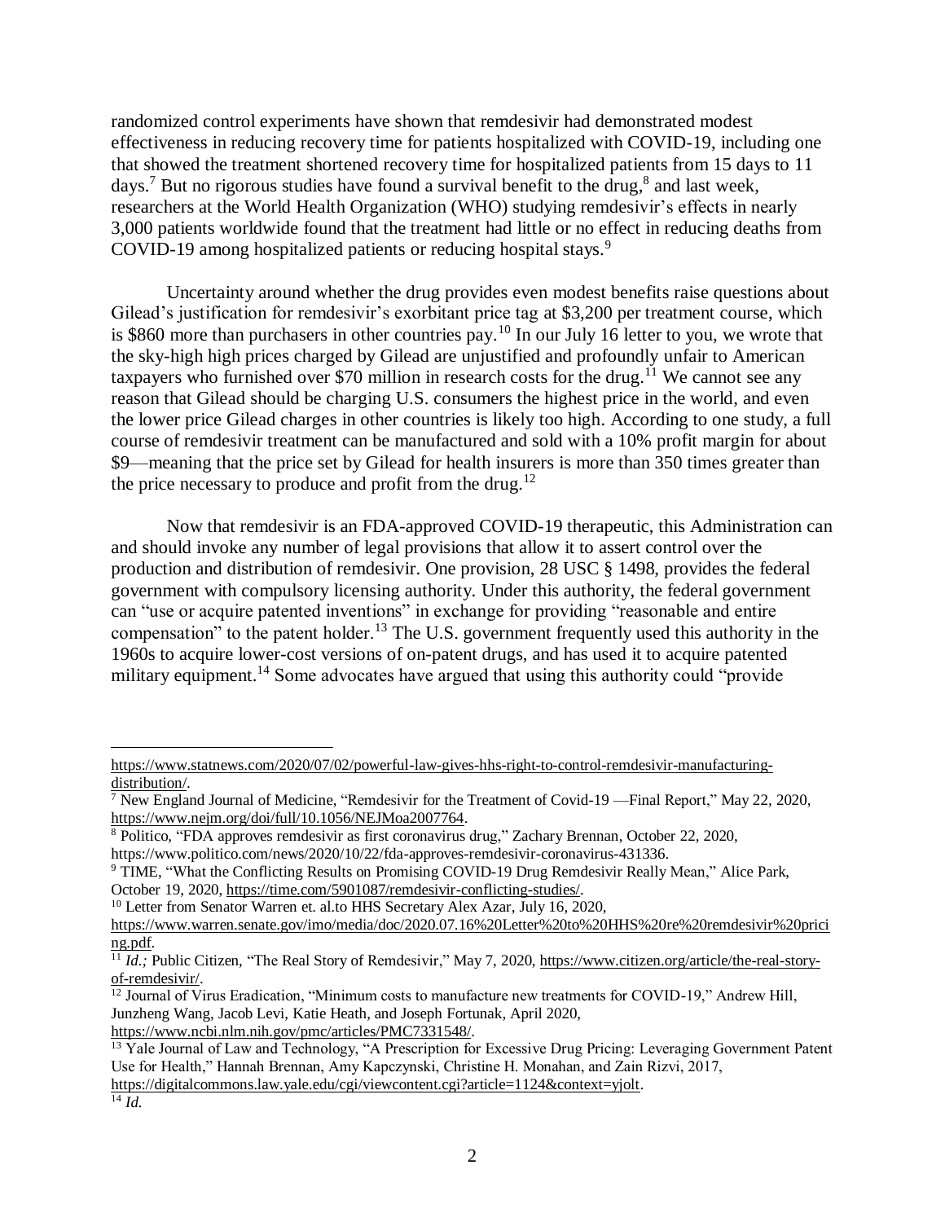randomized control experiments have shown that remdesivir had demonstrated modest effectiveness in reducing recovery time for patients hospitalized with COVID-19, including one that showed the treatment shortened recovery time for hospitalized patients from 15 days to 11 days.[7] But no rigorous studies have found a survival benefit to the drug,[8] and last week, researchers at the World Health Organization (WHO) studying remdesivir's effects in nearly 3,000 patients worldwide found that the treatment had little or no effect in reducing deaths from COVID-19 among hospitalized patients or reducing hospital stays.[9]

Uncertainty around whether the drug provides even modest benefits raise questions about Gilead's justification for remdesivir's exorbitant price tag at $3,200 per treatment course, which is $860 more than purchasers in other countries pay.[10] In our July 16 letter to you, we wrote that the sky-high high prices charged by Gilead are unjustified and profoundly unfair to American taxpayers who furnished over $70 million in research costs for the drug.[11] We cannot see any reason that Gilead should be charging U.S. consumers the highest price in the world, and even the lower price Gilead charges in other countries is likely too high. According to one study, a full course of remdesivir treatment can be manufactured and sold with a 10% profit margin for about $9—meaning that the price set by Gilead for health insurers is more than 350 times greater than the price necessary to produce and profit from the drug.[12]

Now that remdesivir is an FDA-approved COVID-19 therapeutic, this Administration can and should invoke any number of legal provisions that allow it to assert control over the production and distribution of remdesivir. One provision, 28 USC § 1498, provides the federal government with compulsory licensing authority. Under this authority, the federal government can "use or acquire patented inventions" in exchange for providing "reasonable and entire compensation" to the patent holder.[13] The U.S. government frequently used this authority in the 1960s to acquire lower-cost versions of on-patent drugs, and has used it to acquire patented military equipment.[14] Some advocates have argued that using this authority could "provide

---

https://www.statnews.com/2020/07/02/powerful-law-gives-hhs-right-to-control-remdesivir-manufacturing-distribution/.

[7] New England Journal of Medicine, "Remdesivir for the Treatment of Covid-19 —Final Report," May 22, 2020, https://www.nejm.org/doi/full/10.1056/NEJMoa2007764.

[8] Politico, "FDA approves remdesivir as first coronavirus drug," Zachary Brennan, October 22, 2020, https://www.politico.com/news/2020/10/22/fda-approves-remdesivir-coronavirus-431336.

[9] TIME, "What the Conflicting Results on Promising COVID-19 Drug Remdesivir Really Mean," Alice Park, October 19, 2020, https://time.com/5901087/remdesivir-conflicting-studies/.

[10] Letter from Senator Warren et. al.to HHS Secretary Alex Azar, July 16, 2020, https://www.warren.senate.gov/imo/media/doc/2020.07.16%20Letter%20to%20HHS%20re%20remdesivir%20pricing.pdf.

[11] *Id.;* Public Citizen, "The Real Story of Remdesivir," May 7, 2020, https://www.citizen.org/article/the-real-story-of-remdesivir/.

[12] Journal of Virus Eradication, "Minimum costs to manufacture new treatments for COVID-19," Andrew Hill, Junzheng Wang, Jacob Levi, Katie Heath, and Joseph Fortunak, April 2020, https://www.ncbi.nlm.nih.gov/pmc/articles/PMC7331548/.

[13] Yale Journal of Law and Technology, "A Prescription for Excessive Drug Pricing: Leveraging Government Patent Use for Health," Hannah Brennan, Amy Kapczynski, Christine H. Monahan, and Zain Rizvi, 2017, https://digitalcommons.law.yale.edu/cgi/viewcontent.cgi?article=1124&context=yjolt.

[14] *Id.*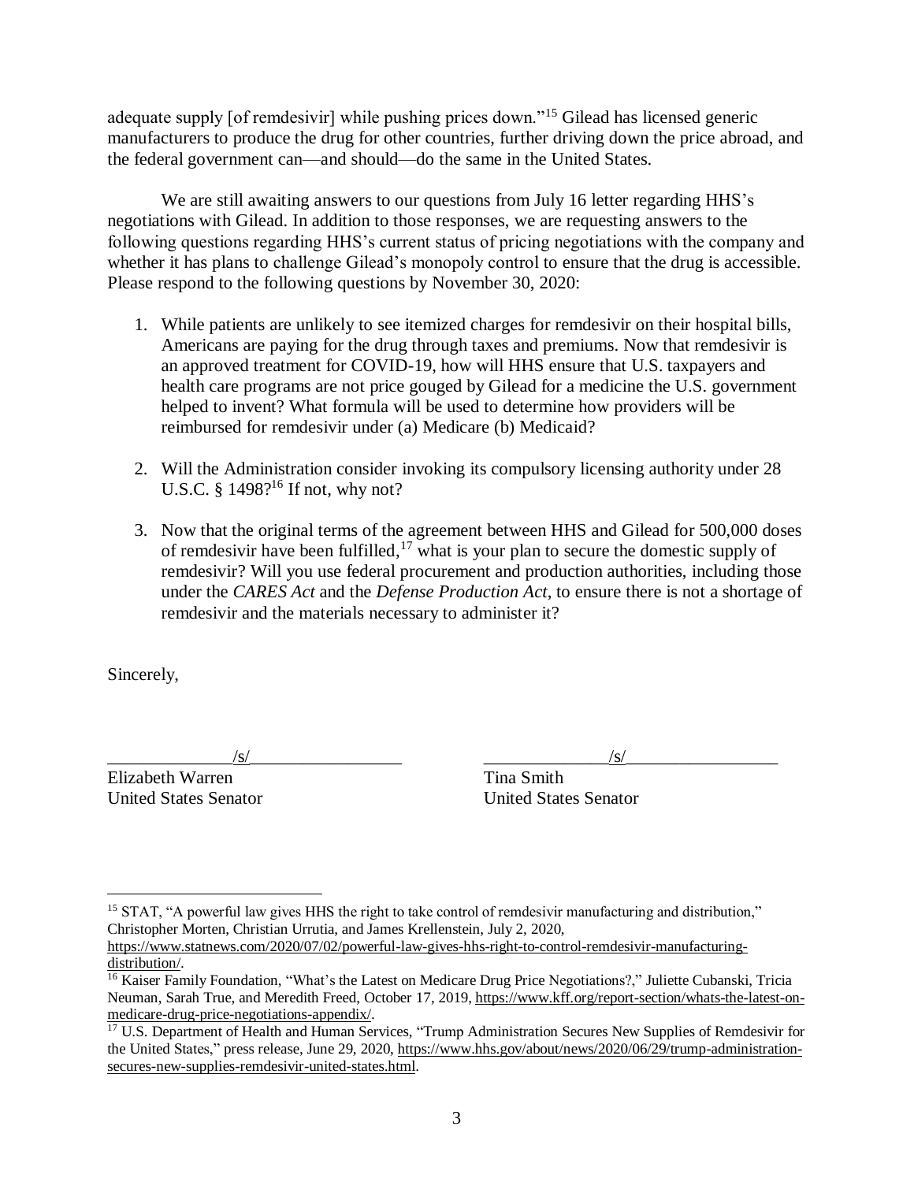adequate supply [of remdesivir] while pushing prices down."[15] Gilead has licensed generic manufacturers to produce the drug for other countries, further driving down the price abroad, and the federal government can—and should—do the same in the United States.

We are still awaiting answers to our questions from July 16 letter regarding HHS's negotiations with Gilead. In addition to those responses, we are requesting answers to the following questions regarding HHS's current status of pricing negotiations with the company and whether it has plans to challenge Gilead's monopoly control to ensure that the drug is accessible. Please respond to the following questions by November 30, 2020:

1. While patients are unlikely to see itemized charges for remdesivir on their hospital bills, Americans are paying for the drug through taxes and premiums. Now that remdesivir is an approved treatment for COVID-19, how will HHS ensure that U.S. taxpayers and health care programs are not price gouged by Gilead for a medicine the U.S. government helped to invent? What formula will be used to determine how providers will be reimbursed for remdesivir under (a) Medicare (b) Medicaid?

2. Will the Administration consider invoking its compulsory licensing authority under 28 U.S.C. § 1498?[16] If not, why not?

3. Now that the original terms of the agreement between HHS and Gilead for 500,000 doses of remdesivir have been fulfilled,[17] what is your plan to secure the domestic supply of remdesivir? Will you use federal procurement and production authorities, including those under the *CARES Act* and the *Defense Production Act*, to ensure there is not a shortage of remdesivir and the materials necessary to administer it?

Sincerely,

/s/
Elizabeth Warren
United States Senator

/s/
Tina Smith
United States Senator

---

[15] STAT, "A powerful law gives HHS the right to take control of remdesivir manufacturing and distribution," Christopher Morten, Christian Urrutia, and James Krellenstein, July 2, 2020, https://www.statnews.com/2020/07/02/powerful-law-gives-hhs-right-to-control-remdesivir-manufacturing-distribution/.

[16] Kaiser Family Foundation, "What's the Latest on Medicare Drug Price Negotiations?," Juliette Cubanski, Tricia Neuman, Sarah True, and Meredith Freed, October 17, 2019, https://www.kff.org/report-section/whats-the-latest-on-medicare-drug-price-negotiations-appendix/.

[17] U.S. Department of Health and Human Services, "Trump Administration Secures New Supplies of Remdesivir for the United States," press release, June 29, 2020, https://www.hhs.gov/about/news/2020/06/29/trump-administration-secures-new-supplies-remdesivir-united-states.html.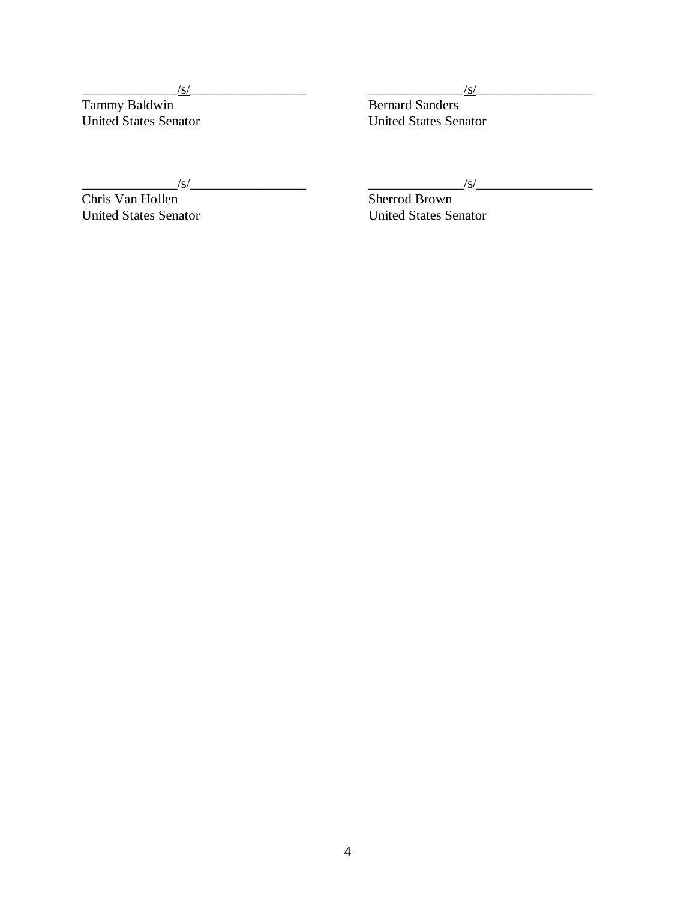_______________/s/__________________
Tammy Baldwin
United States Senator

_______________/s/__________________
Bernard Sanders
United States Senator

_______________/s/__________________
Chris Van Hollen
United States Senator

_______________/s/__________________
Sherrod Brown
United States Senator